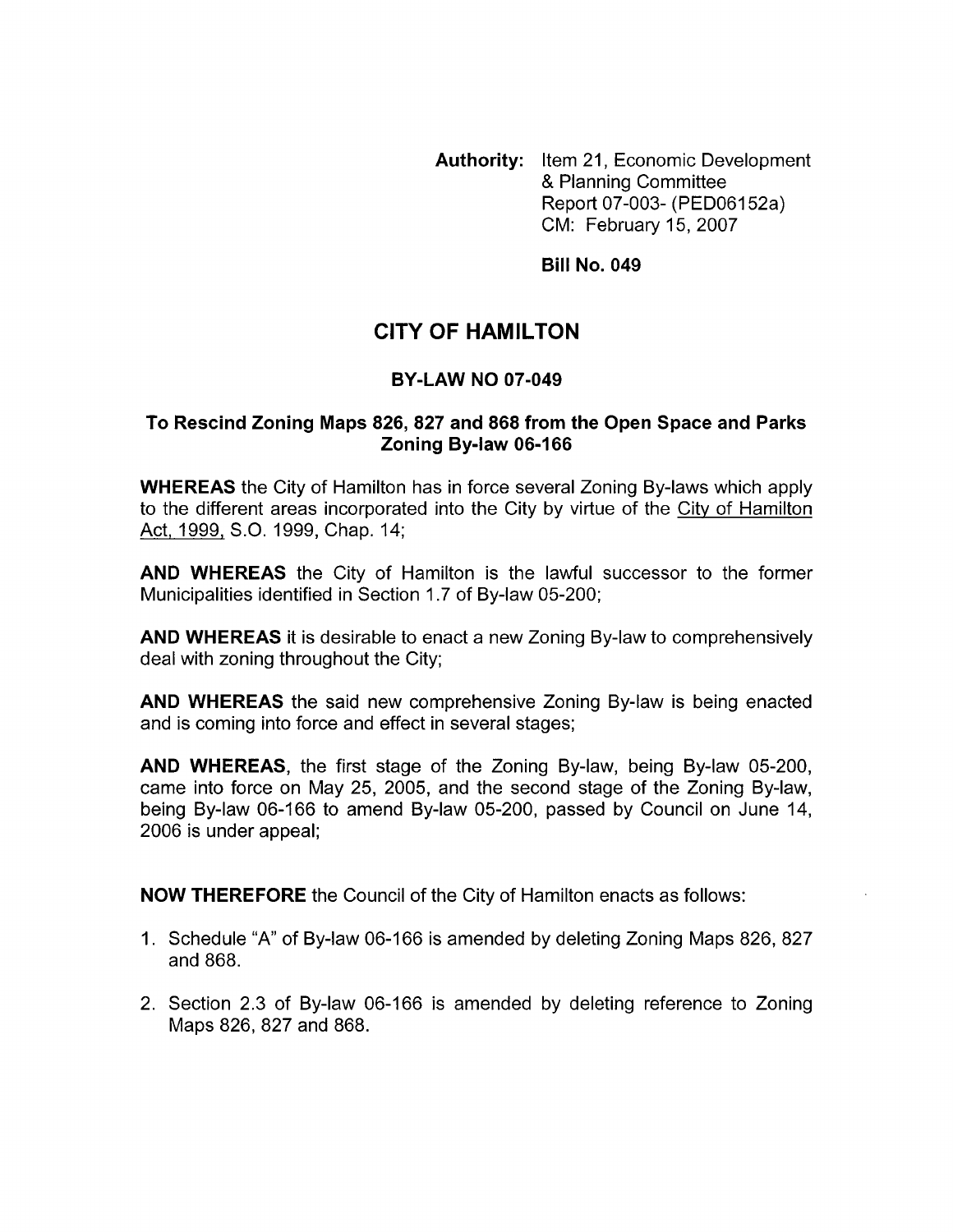**Authority:** Item 21, Economic Development & Planning Committee
Report 07-003- (PED06152a)
CM: February 15, 2007

**Bill No. 049**

# CITY OF HAMILTON

## BY-LAW NO 07-049

### To Rescind Zoning Maps 826, 827 and 868 from the Open Space and Parks Zoning By-law 06-166

**WHEREAS** the City of Hamilton has in force several Zoning By-laws which apply to the different areas incorporated into the City by virtue of the City of Hamilton Act, 1999, S.O. 1999, Chap. 14;

**AND WHEREAS** the City of Hamilton is the lawful successor to the former Municipalities identified in Section 1.7 of By-law 05-200;

**AND WHEREAS** it is desirable to enact a new Zoning By-law to comprehensively deal with zoning throughout the City;

**AND WHEREAS** the said new comprehensive Zoning By-law is being enacted and is coming into force and effect in several stages;

**AND WHEREAS,** the first stage of the Zoning By-law, being By-law 05-200, came into force on May 25, 2005, and the second stage of the Zoning By-law, being By-law 06-166 to amend By-law 05-200, passed by Council on June 14, 2006 is under appeal;

**NOW THEREFORE** the Council of the City of Hamilton enacts as follows:

1. Schedule "A" of By-law 06-166 is amended by deleting Zoning Maps 826, 827 and 868.
2. Section 2.3 of By-law 06-166 is amended by deleting reference to Zoning Maps 826, 827 and 868.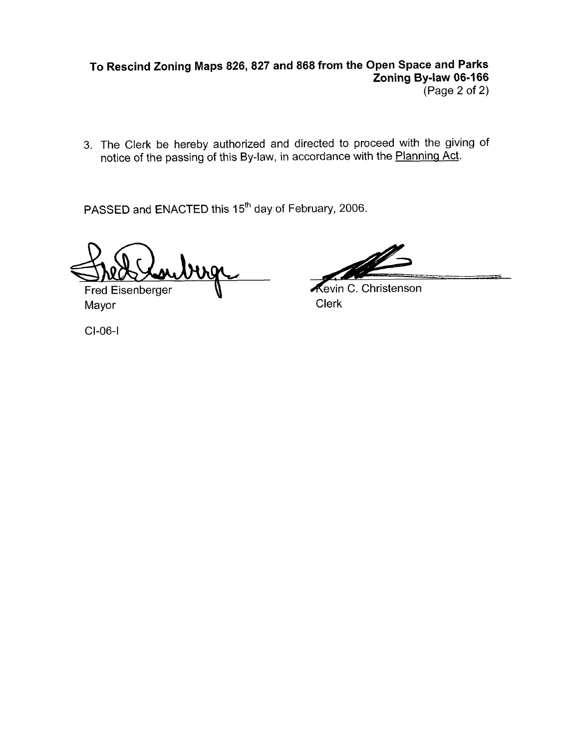3. The Clerk be hereby authorized and directed to proceed with the giving of notice of the passing of this By-law, in accordance with the Planning Act.

PASSED and ENACTED this 15th day of February, 2006.

| | |
|---|---|
| Fred Eisenberger | Kevin C. Christenson |
| Mayor | Clerk |

CI-06-I